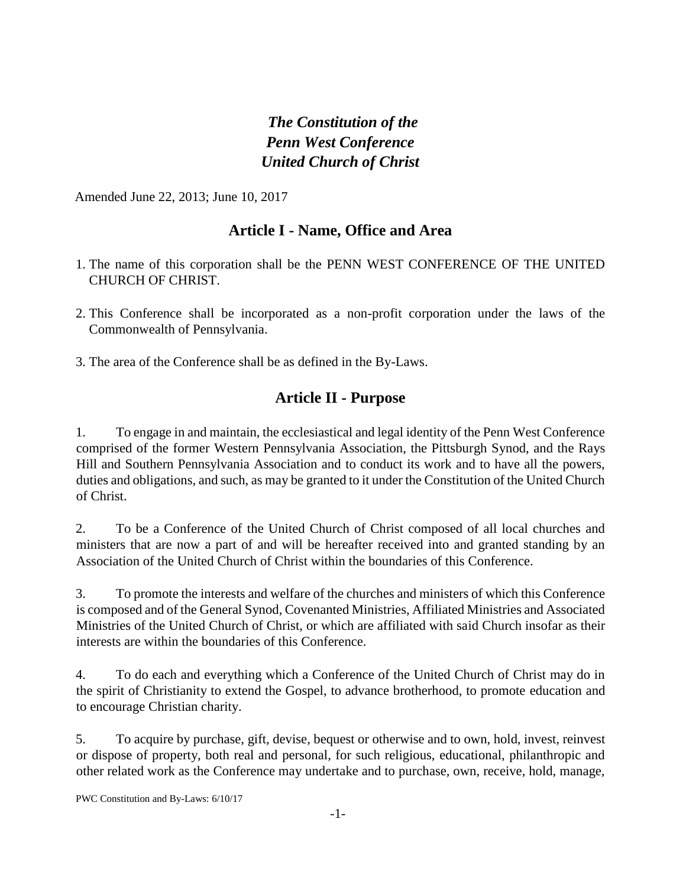# *The Constitution of the Penn West Conference United Church of Christ*

Amended June 22, 2013; June 10, 2017

## Article I - Name, Office and Area

1. The name of this corporation shall be the PENN WEST CONFERENCE OF THE UNITED CHURCH OF CHRIST.

2. This Conference shall be incorporated as a non-profit corporation under the laws of the Commonwealth of Pennsylvania.

3. The area of the Conference shall be as defined in the By-Laws.

## Article II - Purpose

1. To engage in and maintain, the ecclesiastical and legal identity of the Penn West Conference comprised of the former Western Pennsylvania Association, the Pittsburgh Synod, and the Rays Hill and Southern Pennsylvania Association and to conduct its work and to have all the powers, duties and obligations, and such, as may be granted to it under the Constitution of the United Church of Christ.

2. To be a Conference of the United Church of Christ composed of all local churches and ministers that are now a part of and will be hereafter received into and granted standing by an Association of the United Church of Christ within the boundaries of this Conference.

3. To promote the interests and welfare of the churches and ministers of which this Conference is composed and of the General Synod, Covenanted Ministries, Affiliated Ministries and Associated Ministries of the United Church of Christ, or which are affiliated with said Church insofar as their interests are within the boundaries of this Conference.

4. To do each and everything which a Conference of the United Church of Christ may do in the spirit of Christianity to extend the Gospel, to advance brotherhood, to promote education and to encourage Christian charity.

5. To acquire by purchase, gift, devise, bequest or otherwise and to own, hold, invest, reinvest or dispose of property, both real and personal, for such religious, educational, philanthropic and other related work as the Conference may undertake and to purchase, own, receive, hold, manage,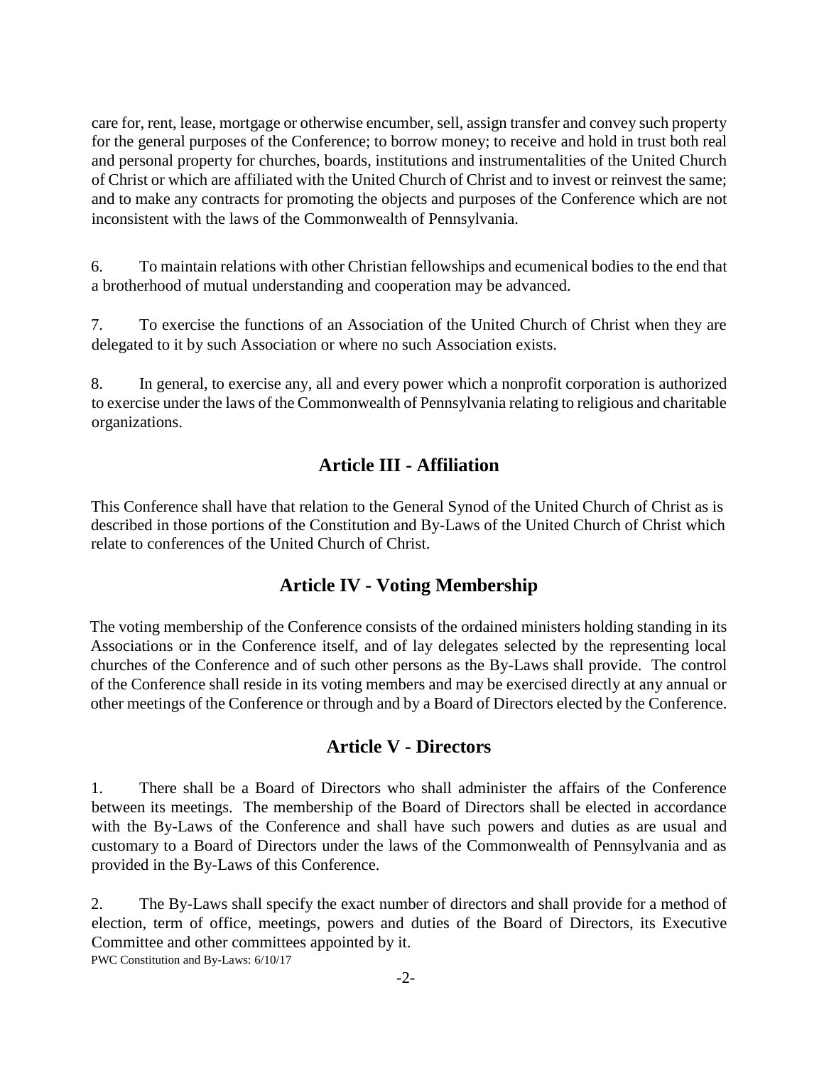care for, rent, lease, mortgage or otherwise encumber, sell, assign transfer and convey such property for the general purposes of the Conference; to borrow money; to receive and hold in trust both real and personal property for churches, boards, institutions and instrumentalities of the United Church of Christ or which are affiliated with the United Church of Christ and to invest or reinvest the same; and to make any contracts for promoting the objects and purposes of the Conference which are not inconsistent with the laws of the Commonwealth of Pennsylvania.

6. To maintain relations with other Christian fellowships and ecumenical bodies to the end that a brotherhood of mutual understanding and cooperation may be advanced.

7. To exercise the functions of an Association of the United Church of Christ when they are delegated to it by such Association or where no such Association exists.

8. In general, to exercise any, all and every power which a nonprofit corporation is authorized to exercise under the laws of the Commonwealth of Pennsylvania relating to religious and charitable organizations.

## Article III - Affiliation

This Conference shall have that relation to the General Synod of the United Church of Christ as is described in those portions of the Constitution and By-Laws of the United Church of Christ which relate to conferences of the United Church of Christ.

## Article IV - Voting Membership

The voting membership of the Conference consists of the ordained ministers holding standing in its Associations or in the Conference itself, and of lay delegates selected by the representing local churches of the Conference and of such other persons as the By-Laws shall provide. The control of the Conference shall reside in its voting members and may be exercised directly at any annual or other meetings of the Conference or through and by a Board of Directors elected by the Conference.

## Article V - Directors

1. There shall be a Board of Directors who shall administer the affairs of the Conference between its meetings. The membership of the Board of Directors shall be elected in accordance with the By-Laws of the Conference and shall have such powers and duties as are usual and customary to a Board of Directors under the laws of the Commonwealth of Pennsylvania and as provided in the By-Laws of this Conference.

2. The By-Laws shall specify the exact number of directors and shall provide for a method of election, term of office, meetings, powers and duties of the Board of Directors, its Executive Committee and other committees appointed by it.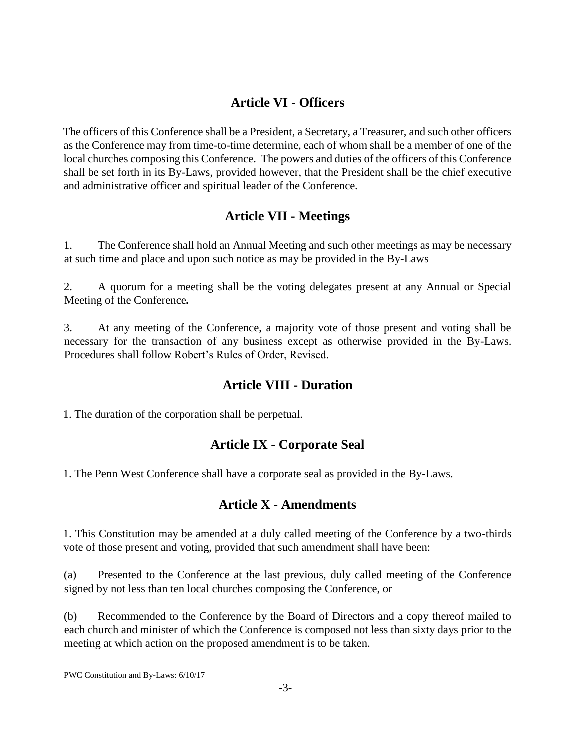## Article VI - Officers

The officers of this Conference shall be a President, a Secretary, a Treasurer, and such other officers as the Conference may from time-to-time determine, each of whom shall be a member of one of the local churches composing this Conference. The powers and duties of the officers of this Conference shall be set forth in its By-Laws, provided however, that the President shall be the chief executive and administrative officer and spiritual leader of the Conference.

## Article VII - Meetings

1. The Conference shall hold an Annual Meeting and such other meetings as may be necessary at such time and place and upon such notice as may be provided in the By-Laws

2. A quorum for a meeting shall be the voting delegates present at any Annual or Special Meeting of the Conference**.**

3. At any meeting of the Conference, a majority vote of those present and voting shall be necessary for the transaction of any business except as otherwise provided in the By-Laws. Procedures shall follow <u>Robert's Rules of Order, Revised.</u>

## Article VIII - Duration

1. The duration of the corporation shall be perpetual.

## Article IX - Corporate Seal

1. The Penn West Conference shall have a corporate seal as provided in the By-Laws.

## Article X - Amendments

1. This Constitution may be amended at a duly called meeting of the Conference by a two-thirds vote of those present and voting, provided that such amendment shall have been:

(a) Presented to the Conference at the last previous, duly called meeting of the Conference signed by not less than ten local churches composing the Conference, or

(b) Recommended to the Conference by the Board of Directors and a copy thereof mailed to each church and minister of which the Conference is composed not less than sixty days prior to the meeting at which action on the proposed amendment is to be taken.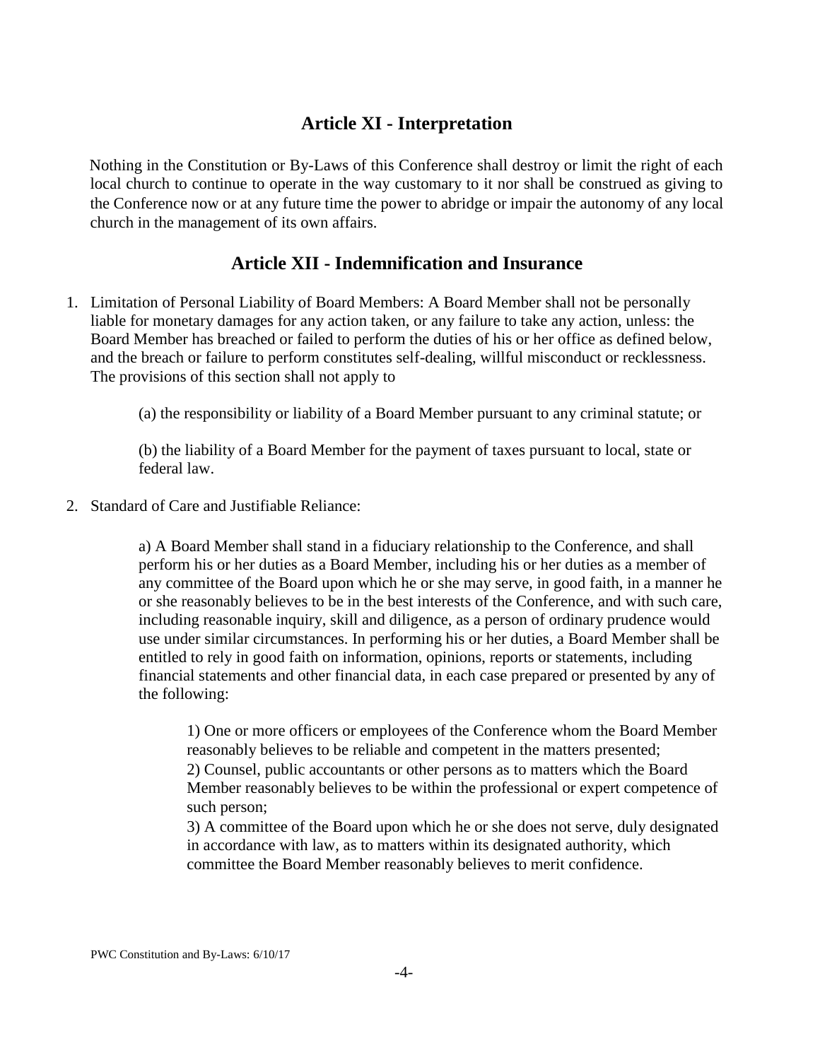## Article XI - Interpretation

Nothing in the Constitution or By-Laws of this Conference shall destroy or limit the right of each local church to continue to operate in the way customary to it nor shall be construed as giving to the Conference now or at any future time the power to abridge or impair the autonomy of any local church in the management of its own affairs.

## Article XII - Indemnification and Insurance

1. Limitation of Personal Liability of Board Members: A Board Member shall not be personally liable for monetary damages for any action taken, or any failure to take any action, unless: the Board Member has breached or failed to perform the duties of his or her office as defined below, and the breach or failure to perform constitutes self-dealing, willful misconduct or recklessness. The provisions of this section shall not apply to

   (a) the responsibility or liability of a Board Member pursuant to any criminal statute; or

   (b) the liability of a Board Member for the payment of taxes pursuant to local, state or federal law.

2. Standard of Care and Justifiable Reliance:

   a) A Board Member shall stand in a fiduciary relationship to the Conference, and shall perform his or her duties as a Board Member, including his or her duties as a member of any committee of the Board upon which he or she may serve, in good faith, in a manner he or she reasonably believes to be in the best interests of the Conference, and with such care, including reasonable inquiry, skill and diligence, as a person of ordinary prudence would use under similar circumstances. In performing his or her duties, a Board Member shall be entitled to rely in good faith on information, opinions, reports or statements, including financial statements and other financial data, in each case prepared or presented by any of the following:

      1) One or more officers or employees of the Conference whom the Board Member reasonably believes to be reliable and competent in the matters presented;
      2) Counsel, public accountants or other persons as to matters which the Board Member reasonably believes to be within the professional or expert competence of such person;
      3) A committee of the Board upon which he or she does not serve, duly designated in accordance with law, as to matters within its designated authority, which committee the Board Member reasonably believes to merit confidence.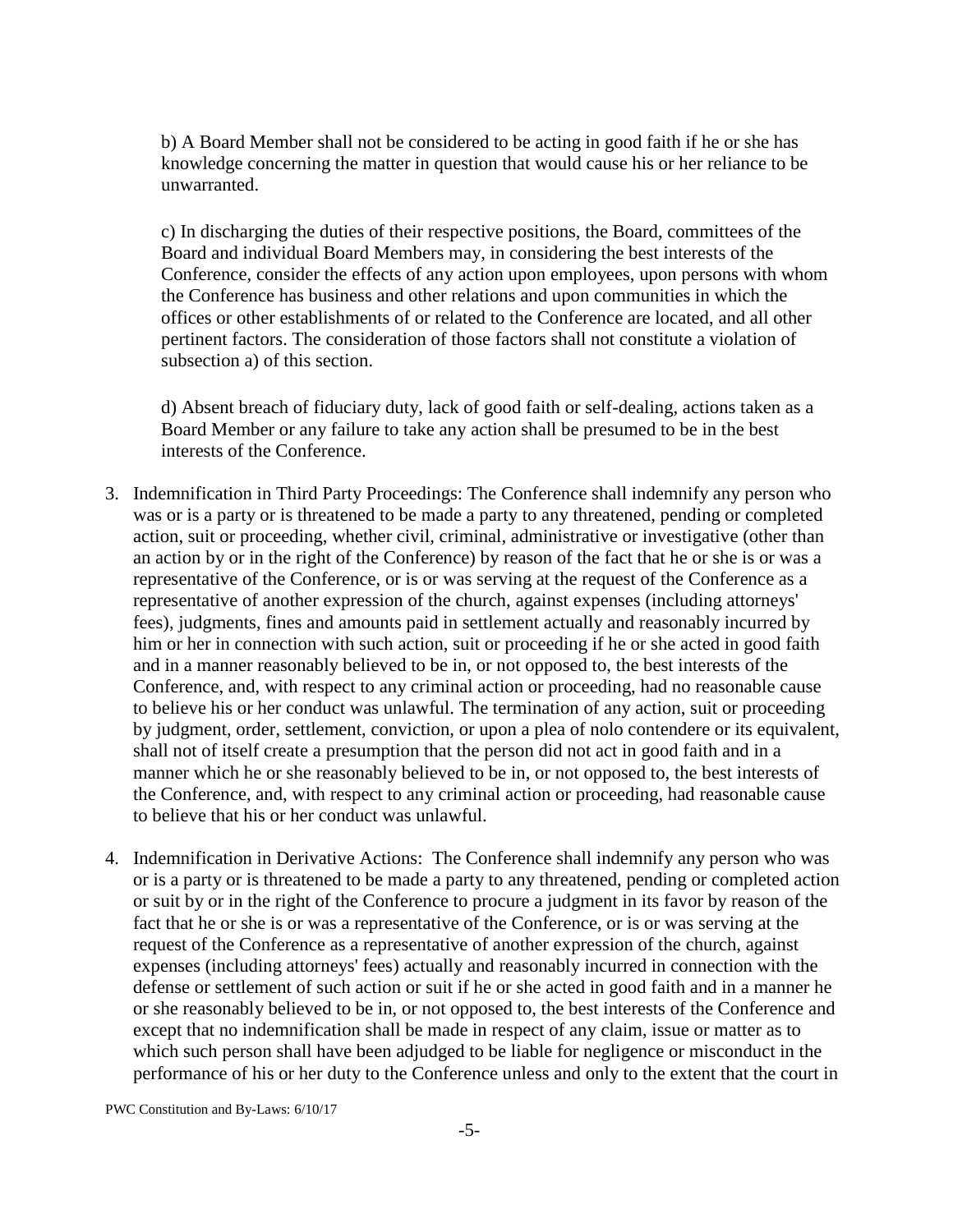b) A Board Member shall not be considered to be acting in good faith if he or she has knowledge concerning the matter in question that would cause his or her reliance to be unwarranted.

c) In discharging the duties of their respective positions, the Board, committees of the Board and individual Board Members may, in considering the best interests of the Conference, consider the effects of any action upon employees, upon persons with whom the Conference has business and other relations and upon communities in which the offices or other establishments of or related to the Conference are located, and all other pertinent factors. The consideration of those factors shall not constitute a violation of subsection a) of this section.

d) Absent breach of fiduciary duty, lack of good faith or self-dealing, actions taken as a Board Member or any failure to take any action shall be presumed to be in the best interests of the Conference.

3. Indemnification in Third Party Proceedings: The Conference shall indemnify any person who was or is a party or is threatened to be made a party to any threatened, pending or completed action, suit or proceeding, whether civil, criminal, administrative or investigative (other than an action by or in the right of the Conference) by reason of the fact that he or she is or was a representative of the Conference, or is or was serving at the request of the Conference as a representative of another expression of the church, against expenses (including attorneys' fees), judgments, fines and amounts paid in settlement actually and reasonably incurred by him or her in connection with such action, suit or proceeding if he or she acted in good faith and in a manner reasonably believed to be in, or not opposed to, the best interests of the Conference, and, with respect to any criminal action or proceeding, had no reasonable cause to believe his or her conduct was unlawful. The termination of any action, suit or proceeding by judgment, order, settlement, conviction, or upon a plea of nolo contendere or its equivalent, shall not of itself create a presumption that the person did not act in good faith and in a manner which he or she reasonably believed to be in, or not opposed to, the best interests of the Conference, and, with respect to any criminal action or proceeding, had reasonable cause to believe that his or her conduct was unlawful.

4. Indemnification in Derivative Actions: The Conference shall indemnify any person who was or is a party or is threatened to be made a party to any threatened, pending or completed action or suit by or in the right of the Conference to procure a judgment in its favor by reason of the fact that he or she is or was a representative of the Conference, or is or was serving at the request of the Conference as a representative of another expression of the church, against expenses (including attorneys' fees) actually and reasonably incurred in connection with the defense or settlement of such action or suit if he or she acted in good faith and in a manner he or she reasonably believed to be in, or not opposed to, the best interests of the Conference and except that no indemnification shall be made in respect of any claim, issue or matter as to which such person shall have been adjudged to be liable for negligence or misconduct in the performance of his or her duty to the Conference unless and only to the extent that the court in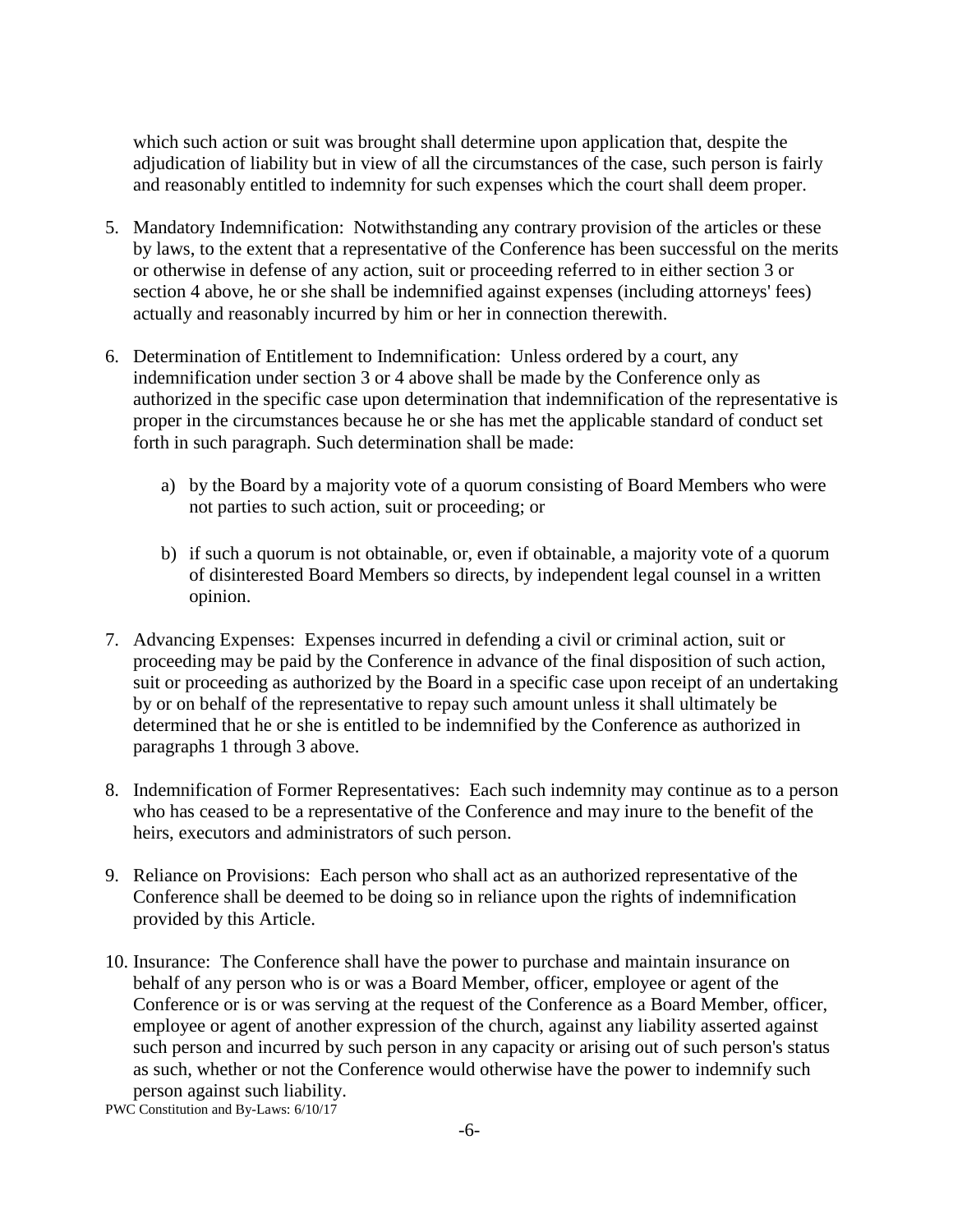which such action or suit was brought shall determine upon application that, despite the adjudication of liability but in view of all the circumstances of the case, such person is fairly and reasonably entitled to indemnity for such expenses which the court shall deem proper.

5. Mandatory Indemnification: Notwithstanding any contrary provision of the articles or these by laws, to the extent that a representative of the Conference has been successful on the merits or otherwise in defense of any action, suit or proceeding referred to in either section 3 or section 4 above, he or she shall be indemnified against expenses (including attorneys' fees) actually and reasonably incurred by him or her in connection therewith.

6. Determination of Entitlement to Indemnification: Unless ordered by a court, any indemnification under section 3 or 4 above shall be made by the Conference only as authorized in the specific case upon determination that indemnification of the representative is proper in the circumstances because he or she has met the applicable standard of conduct set forth in such paragraph. Such determination shall be made:

   a) by the Board by a majority vote of a quorum consisting of Board Members who were not parties to such action, suit or proceeding; or

   b) if such a quorum is not obtainable, or, even if obtainable, a majority vote of a quorum of disinterested Board Members so directs, by independent legal counsel in a written opinion.

7. Advancing Expenses: Expenses incurred in defending a civil or criminal action, suit or proceeding may be paid by the Conference in advance of the final disposition of such action, suit or proceeding as authorized by the Board in a specific case upon receipt of an undertaking by or on behalf of the representative to repay such amount unless it shall ultimately be determined that he or she is entitled to be indemnified by the Conference as authorized in paragraphs 1 through 3 above.

8. Indemnification of Former Representatives: Each such indemnity may continue as to a person who has ceased to be a representative of the Conference and may inure to the benefit of the heirs, executors and administrators of such person.

9. Reliance on Provisions: Each person who shall act as an authorized representative of the Conference shall be deemed to be doing so in reliance upon the rights of indemnification provided by this Article.

10. Insurance: The Conference shall have the power to purchase and maintain insurance on behalf of any person who is or was a Board Member, officer, employee or agent of the Conference or is or was serving at the request of the Conference as a Board Member, officer, employee or agent of another expression of the church, against any liability asserted against such person and incurred by such person in any capacity or arising out of such person's status as such, whether or not the Conference would otherwise have the power to indemnify such person against such liability.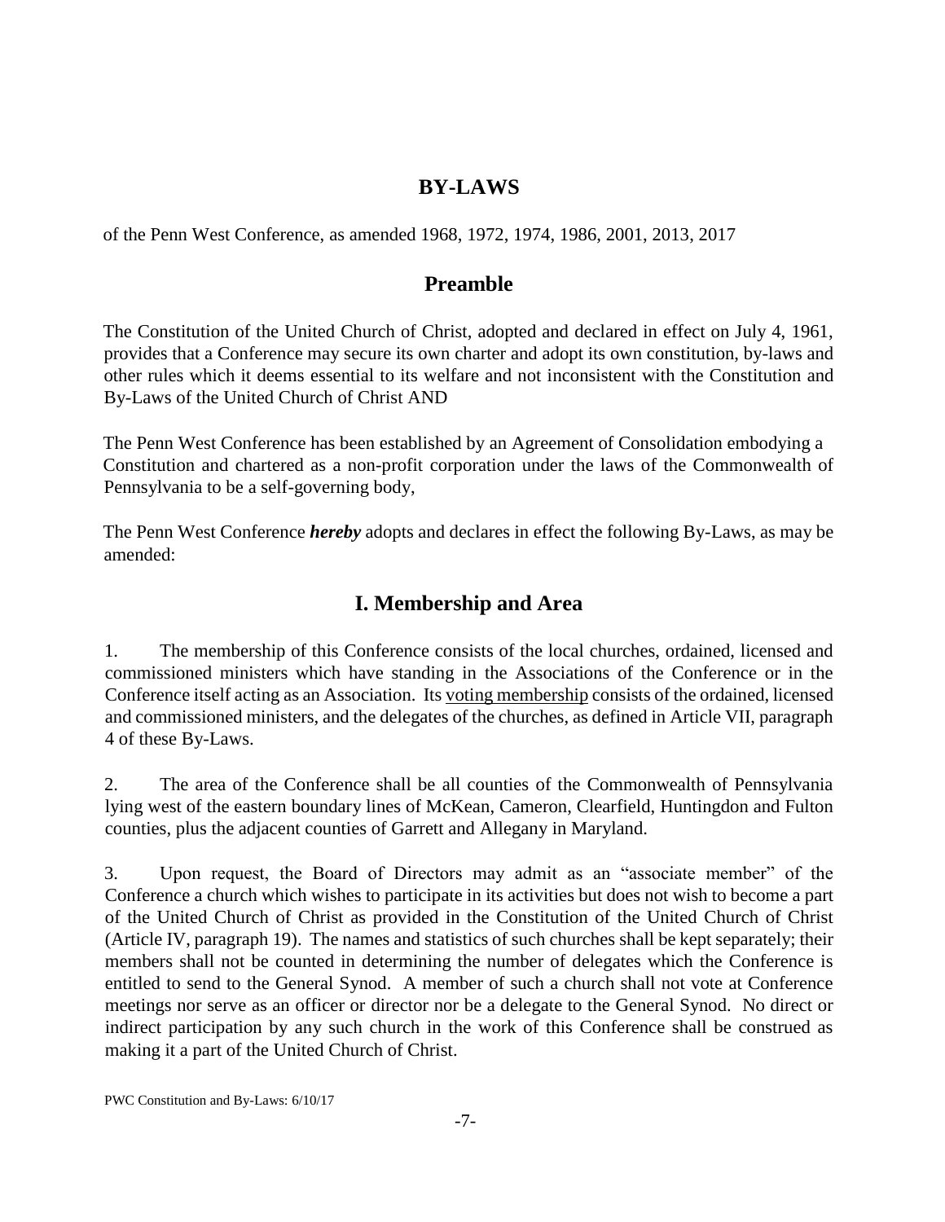# BY-LAWS

of the Penn West Conference, as amended 1968, 1972, 1974, 1986, 2001, 2013, 2017

## Preamble

The Constitution of the United Church of Christ, adopted and declared in effect on July 4, 1961, provides that a Conference may secure its own charter and adopt its own constitution, by-laws and other rules which it deems essential to its welfare and not inconsistent with the Constitution and By-Laws of the United Church of Christ AND

The Penn West Conference has been established by an Agreement of Consolidation embodying a Constitution and chartered as a non-profit corporation under the laws of the Commonwealth of Pennsylvania to be a self-governing body,

The Penn West Conference ***hereby*** adopts and declares in effect the following By-Laws, as may be amended:

## I. Membership and Area

1. The membership of this Conference consists of the local churches, ordained, licensed and commissioned ministers which have standing in the Associations of the Conference or in the Conference itself acting as an Association. Its <u>voting membership</u> consists of the ordained, licensed and commissioned ministers, and the delegates of the churches, as defined in Article VII, paragraph 4 of these By-Laws.

2. The area of the Conference shall be all counties of the Commonwealth of Pennsylvania lying west of the eastern boundary lines of McKean, Cameron, Clearfield, Huntingdon and Fulton counties, plus the adjacent counties of Garrett and Allegany in Maryland.

3. Upon request, the Board of Directors may admit as an "associate member" of the Conference a church which wishes to participate in its activities but does not wish to become a part of the United Church of Christ as provided in the Constitution of the United Church of Christ (Article IV, paragraph 19). The names and statistics of such churches shall be kept separately; their members shall not be counted in determining the number of delegates which the Conference is entitled to send to the General Synod. A member of such a church shall not vote at Conference meetings nor serve as an officer or director nor be a delegate to the General Synod. No direct or indirect participation by any such church in the work of this Conference shall be construed as making it a part of the United Church of Christ.

PWC Constitution and By-Laws: 6/10/17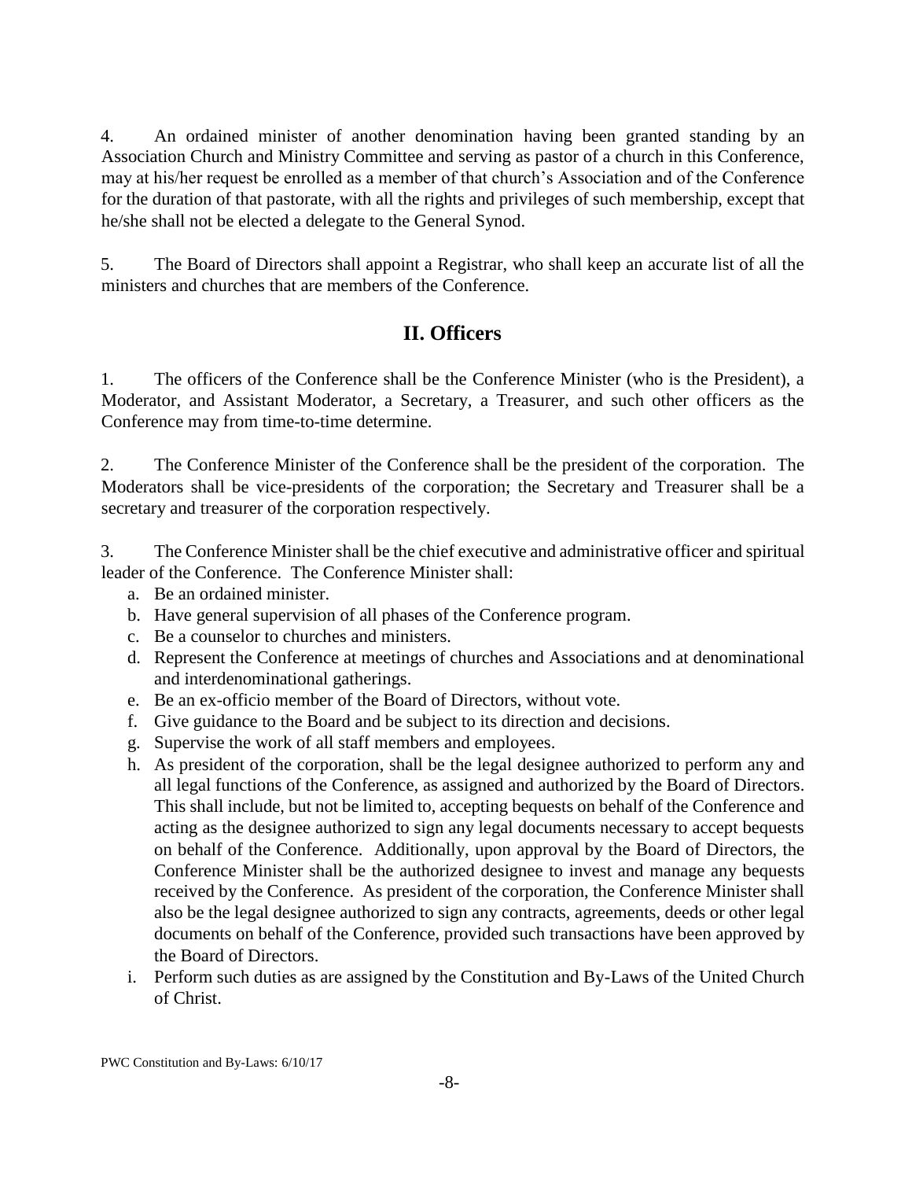4. An ordained minister of another denomination having been granted standing by an Association Church and Ministry Committee and serving as pastor of a church in this Conference, may at his/her request be enrolled as a member of that church's Association and of the Conference for the duration of that pastorate, with all the rights and privileges of such membership, except that he/she shall not be elected a delegate to the General Synod.

5. The Board of Directors shall appoint a Registrar, who shall keep an accurate list of all the ministers and churches that are members of the Conference.

## II. Officers

1. The officers of the Conference shall be the Conference Minister (who is the President), a Moderator, and Assistant Moderator, a Secretary, a Treasurer, and such other officers as the Conference may from time-to-time determine.

2. The Conference Minister of the Conference shall be the president of the corporation. The Moderators shall be vice-presidents of the corporation; the Secretary and Treasurer shall be a secretary and treasurer of the corporation respectively.

3. The Conference Minister shall be the chief executive and administrative officer and spiritual leader of the Conference. The Conference Minister shall:

a. Be an ordained minister.
b. Have general supervision of all phases of the Conference program.
c. Be a counselor to churches and ministers.
d. Represent the Conference at meetings of churches and Associations and at denominational and interdenominational gatherings.
e. Be an ex-officio member of the Board of Directors, without vote.
f. Give guidance to the Board and be subject to its direction and decisions.
g. Supervise the work of all staff members and employees.
h. As president of the corporation, shall be the legal designee authorized to perform any and all legal functions of the Conference, as assigned and authorized by the Board of Directors. This shall include, but not be limited to, accepting bequests on behalf of the Conference and acting as the designee authorized to sign any legal documents necessary to accept bequests on behalf of the Conference. Additionally, upon approval by the Board of Directors, the Conference Minister shall be the authorized designee to invest and manage any bequests received by the Conference. As president of the corporation, the Conference Minister shall also be the legal designee authorized to sign any contracts, agreements, deeds or other legal documents on behalf of the Conference, provided such transactions have been approved by the Board of Directors.
i. Perform such duties as are assigned by the Constitution and By-Laws of the United Church of Christ.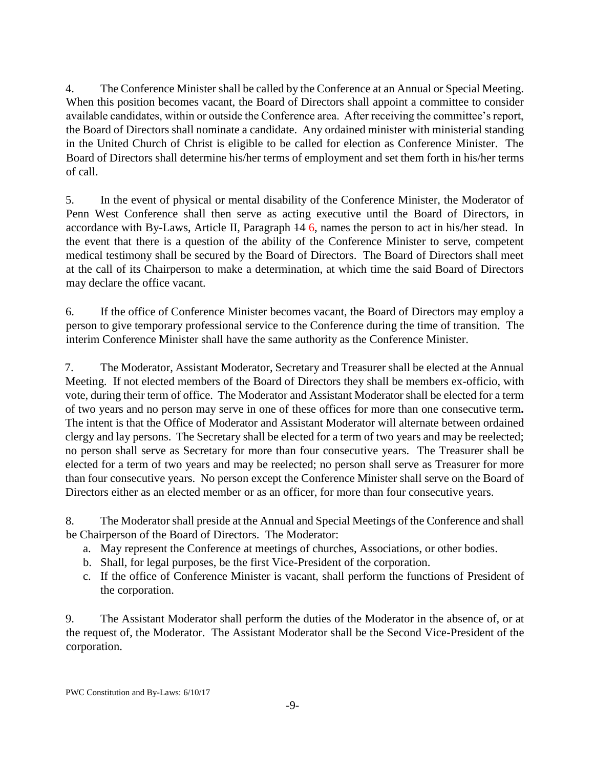4. The Conference Minister shall be called by the Conference at an Annual or Special Meeting. When this position becomes vacant, the Board of Directors shall appoint a committee to consider available candidates, within or outside the Conference area. After receiving the committee's report, the Board of Directors shall nominate a candidate. Any ordained minister with ministerial standing in the United Church of Christ is eligible to be called for election as Conference Minister. The Board of Directors shall determine his/her terms of employment and set them forth in his/her terms of call.

5. In the event of physical or mental disability of the Conference Minister, the Moderator of Penn West Conference shall then serve as acting executive until the Board of Directors, in accordance with By-Laws, Article II, Paragraph ~~14~~ 6, names the person to act in his/her stead. In the event that there is a question of the ability of the Conference Minister to serve, competent medical testimony shall be secured by the Board of Directors. The Board of Directors shall meet at the call of its Chairperson to make a determination, at which time the said Board of Directors may declare the office vacant.

6. If the office of Conference Minister becomes vacant, the Board of Directors may employ a person to give temporary professional service to the Conference during the time of transition. The interim Conference Minister shall have the same authority as the Conference Minister.

7. The Moderator, Assistant Moderator, Secretary and Treasurer shall be elected at the Annual Meeting. If not elected members of the Board of Directors they shall be members ex-officio, with vote, during their term of office. The Moderator and Assistant Moderator shall be elected for a term of two years and no person may serve in one of these offices for more than one consecutive term**.** The intent is that the Office of Moderator and Assistant Moderator will alternate between ordained clergy and lay persons. The Secretary shall be elected for a term of two years and may be reelected; no person shall serve as Secretary for more than four consecutive years. The Treasurer shall be elected for a term of two years and may be reelected; no person shall serve as Treasurer for more than four consecutive years. No person except the Conference Minister shall serve on the Board of Directors either as an elected member or as an officer, for more than four consecutive years.

8. The Moderator shall preside at the Annual and Special Meetings of the Conference and shall be Chairperson of the Board of Directors. The Moderator:

a. May represent the Conference at meetings of churches, Associations, or other bodies.
b. Shall, for legal purposes, be the first Vice-President of the corporation.
c. If the office of Conference Minister is vacant, shall perform the functions of President of the corporation.

9. The Assistant Moderator shall perform the duties of the Moderator in the absence of, or at the request of, the Moderator. The Assistant Moderator shall be the Second Vice-President of the corporation.

PWC Constitution and By-Laws: 6/10/17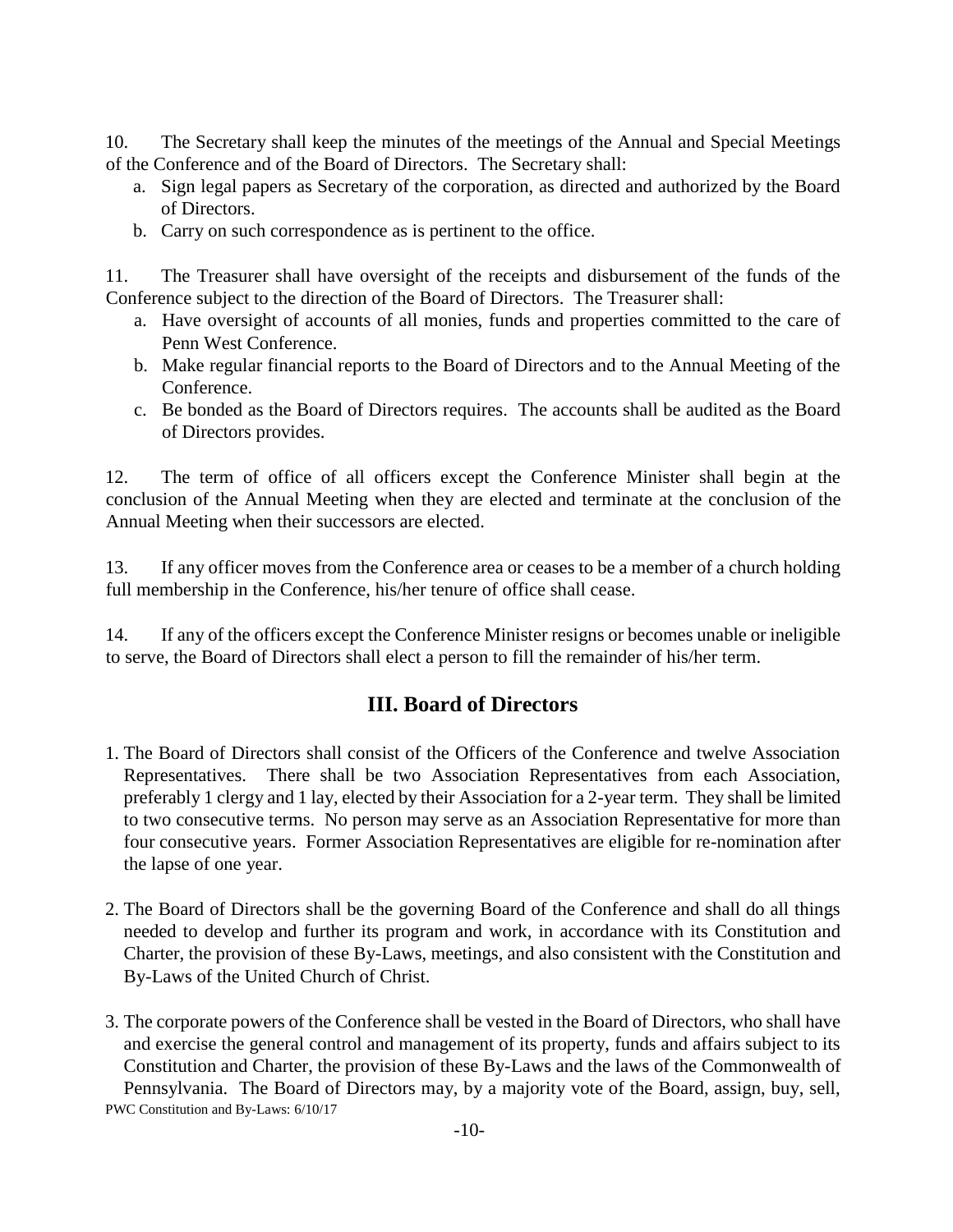10. The Secretary shall keep the minutes of the meetings of the Annual and Special Meetings of the Conference and of the Board of Directors. The Secretary shall:

   a. Sign legal papers as Secretary of the corporation, as directed and authorized by the Board of Directors.
   b. Carry on such correspondence as is pertinent to the office.

11. The Treasurer shall have oversight of the receipts and disbursement of the funds of the Conference subject to the direction of the Board of Directors. The Treasurer shall:

   a. Have oversight of accounts of all monies, funds and properties committed to the care of Penn West Conference.
   b. Make regular financial reports to the Board of Directors and to the Annual Meeting of the Conference.
   c. Be bonded as the Board of Directors requires. The accounts shall be audited as the Board of Directors provides.

12. The term of office of all officers except the Conference Minister shall begin at the conclusion of the Annual Meeting when they are elected and terminate at the conclusion of the Annual Meeting when their successors are elected.

13. If any officer moves from the Conference area or ceases to be a member of a church holding full membership in the Conference, his/her tenure of office shall cease.

14. If any of the officers except the Conference Minister resigns or becomes unable or ineligible to serve, the Board of Directors shall elect a person to fill the remainder of his/her term.

## III. Board of Directors

1. The Board of Directors shall consist of the Officers of the Conference and twelve Association Representatives. There shall be two Association Representatives from each Association, preferably 1 clergy and 1 lay, elected by their Association for a 2-year term. They shall be limited to two consecutive terms. No person may serve as an Association Representative for more than four consecutive years. Former Association Representatives are eligible for re-nomination after the lapse of one year.

2. The Board of Directors shall be the governing Board of the Conference and shall do all things needed to develop and further its program and work, in accordance with its Constitution and Charter, the provision of these By-Laws, meetings, and also consistent with the Constitution and By-Laws of the United Church of Christ.

3. The corporate powers of the Conference shall be vested in the Board of Directors, who shall have and exercise the general control and management of its property, funds and affairs subject to its Constitution and Charter, the provision of these By-Laws and the laws of the Commonwealth of Pennsylvania. The Board of Directors may, by a majority vote of the Board, assign, buy, sell,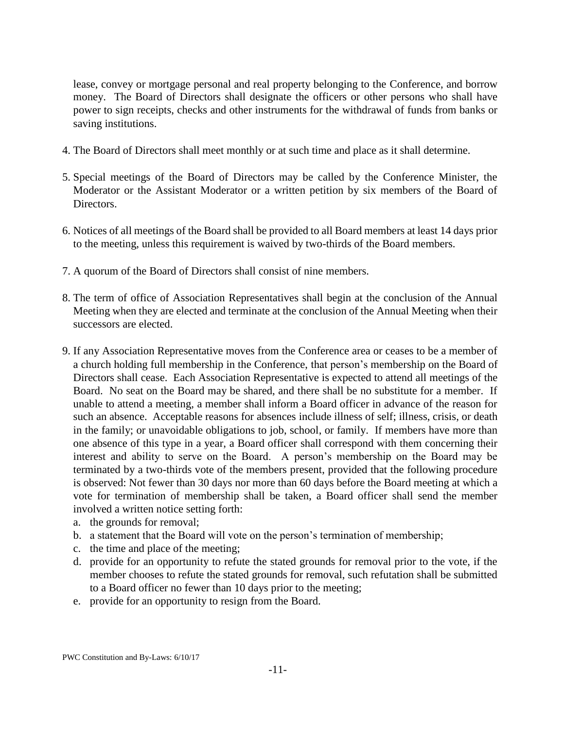lease, convey or mortgage personal and real property belonging to the Conference, and borrow money. The Board of Directors shall designate the officers or other persons who shall have power to sign receipts, checks and other instruments for the withdrawal of funds from banks or saving institutions.

4. The Board of Directors shall meet monthly or at such time and place as it shall determine.

5. Special meetings of the Board of Directors may be called by the Conference Minister, the Moderator or the Assistant Moderator or a written petition by six members of the Board of Directors.

6. Notices of all meetings of the Board shall be provided to all Board members at least 14 days prior to the meeting, unless this requirement is waived by two-thirds of the Board members.

7. A quorum of the Board of Directors shall consist of nine members.

8. The term of office of Association Representatives shall begin at the conclusion of the Annual Meeting when they are elected and terminate at the conclusion of the Annual Meeting when their successors are elected.

9. If any Association Representative moves from the Conference area or ceases to be a member of a church holding full membership in the Conference, that person's membership on the Board of Directors shall cease. Each Association Representative is expected to attend all meetings of the Board. No seat on the Board may be shared, and there shall be no substitute for a member. If unable to attend a meeting, a member shall inform a Board officer in advance of the reason for such an absence. Acceptable reasons for absences include illness of self; illness, crisis, or death in the family; or unavoidable obligations to job, school, or family. If members have more than one absence of this type in a year, a Board officer shall correspond with them concerning their interest and ability to serve on the Board. A person's membership on the Board may be terminated by a two-thirds vote of the members present, provided that the following procedure is observed: Not fewer than 30 days nor more than 60 days before the Board meeting at which a vote for termination of membership shall be taken, a Board officer shall send the member involved a written notice setting forth:
   a. the grounds for removal;
   b. a statement that the Board will vote on the person's termination of membership;
   c. the time and place of the meeting;
   d. provide for an opportunity to refute the stated grounds for removal prior to the vote, if the member chooses to refute the stated grounds for removal, such refutation shall be submitted to a Board officer no fewer than 10 days prior to the meeting;
   e. provide for an opportunity to resign from the Board.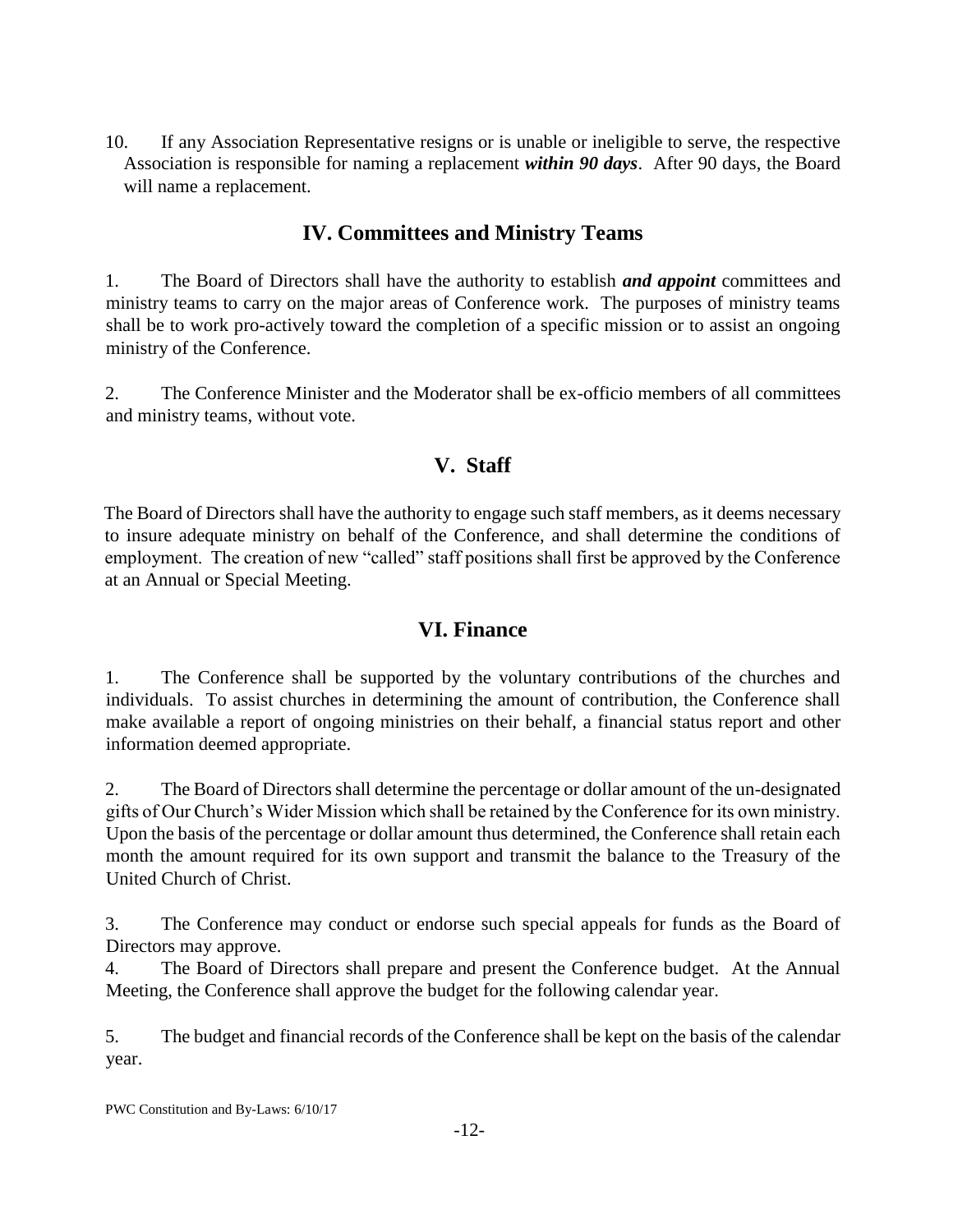10. If any Association Representative resigns or is unable or ineligible to serve, the respective Association is responsible for naming a replacement ***within 90 days***. After 90 days, the Board will name a replacement.

## IV. Committees and Ministry Teams

1. The Board of Directors shall have the authority to establish ***and appoint*** committees and ministry teams to carry on the major areas of Conference work. The purposes of ministry teams shall be to work pro-actively toward the completion of a specific mission or to assist an ongoing ministry of the Conference.

2. The Conference Minister and the Moderator shall be ex-officio members of all committees and ministry teams, without vote.

## V. Staff

The Board of Directors shall have the authority to engage such staff members, as it deems necessary to insure adequate ministry on behalf of the Conference, and shall determine the conditions of employment. The creation of new "called" staff positions shall first be approved by the Conference at an Annual or Special Meeting.

## VI. Finance

1. The Conference shall be supported by the voluntary contributions of the churches and individuals. To assist churches in determining the amount of contribution, the Conference shall make available a report of ongoing ministries on their behalf, a financial status report and other information deemed appropriate.

2. The Board of Directors shall determine the percentage or dollar amount of the un-designated gifts of Our Church's Wider Mission which shall be retained by the Conference for its own ministry. Upon the basis of the percentage or dollar amount thus determined, the Conference shall retain each month the amount required for its own support and transmit the balance to the Treasury of the United Church of Christ.

3. The Conference may conduct or endorse such special appeals for funds as the Board of Directors may approve.

4. The Board of Directors shall prepare and present the Conference budget. At the Annual Meeting, the Conference shall approve the budget for the following calendar year.

5. The budget and financial records of the Conference shall be kept on the basis of the calendar year.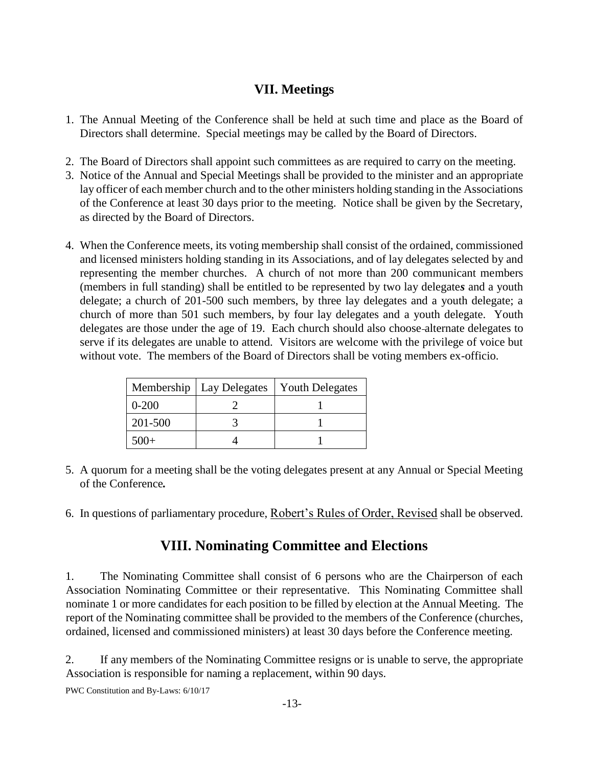## VII. Meetings

1. The Annual Meeting of the Conference shall be held at such time and place as the Board of Directors shall determine. Special meetings may be called by the Board of Directors.
2. The Board of Directors shall appoint such committees as are required to carry on the meeting.
3. Notice of the Annual and Special Meetings shall be provided to the minister and an appropriate lay officer of each member church and to the other ministers holding standing in the Associations of the Conference at least 30 days prior to the meeting. Notice shall be given by the Secretary, as directed by the Board of Directors.
4. When the Conference meets, its voting membership shall consist of the ordained, commissioned and licensed ministers holding standing in its Associations, and of lay delegates selected by and representing the member churches. A church of not more than 200 communicant members (members in full standing) shall be entitled to be represented by two lay delegate*s* and a youth delegate; a church of 201-500 such members, by three lay delegates and a youth delegate; a church of more than 501 such members, by four lay delegates and a youth delegate. Youth delegates are those under the age of 19. Each church should also choose alternate delegates to serve if its delegates are unable to attend. Visitors are welcome with the privilege of voice but without vote. The members of the Board of Directors shall be voting members ex-officio.

| Membership | Lay Delegates | Youth Delegates |
|---|---|---|
| 0-200 | 2 | 1 |
| 201-500 | 3 | 1 |
| 500+ | 4 | 1 |

5. A quorum for a meeting shall be the voting delegates present at any Annual or Special Meeting of the Conference**.**
6. In questions of parliamentary procedure, Robert's Rules of Order, Revised shall be observed.

## VIII. Nominating Committee and Elections

1. The Nominating Committee shall consist of 6 persons who are the Chairperson of each Association Nominating Committee or their representative. This Nominating Committee shall nominate 1 or more candidates for each position to be filled by election at the Annual Meeting. The report of the Nominating committee shall be provided to the members of the Conference (churches, ordained, licensed and commissioned ministers) at least 30 days before the Conference meeting.

2. If any members of the Nominating Committee resigns or is unable to serve, the appropriate Association is responsible for naming a replacement, within 90 days.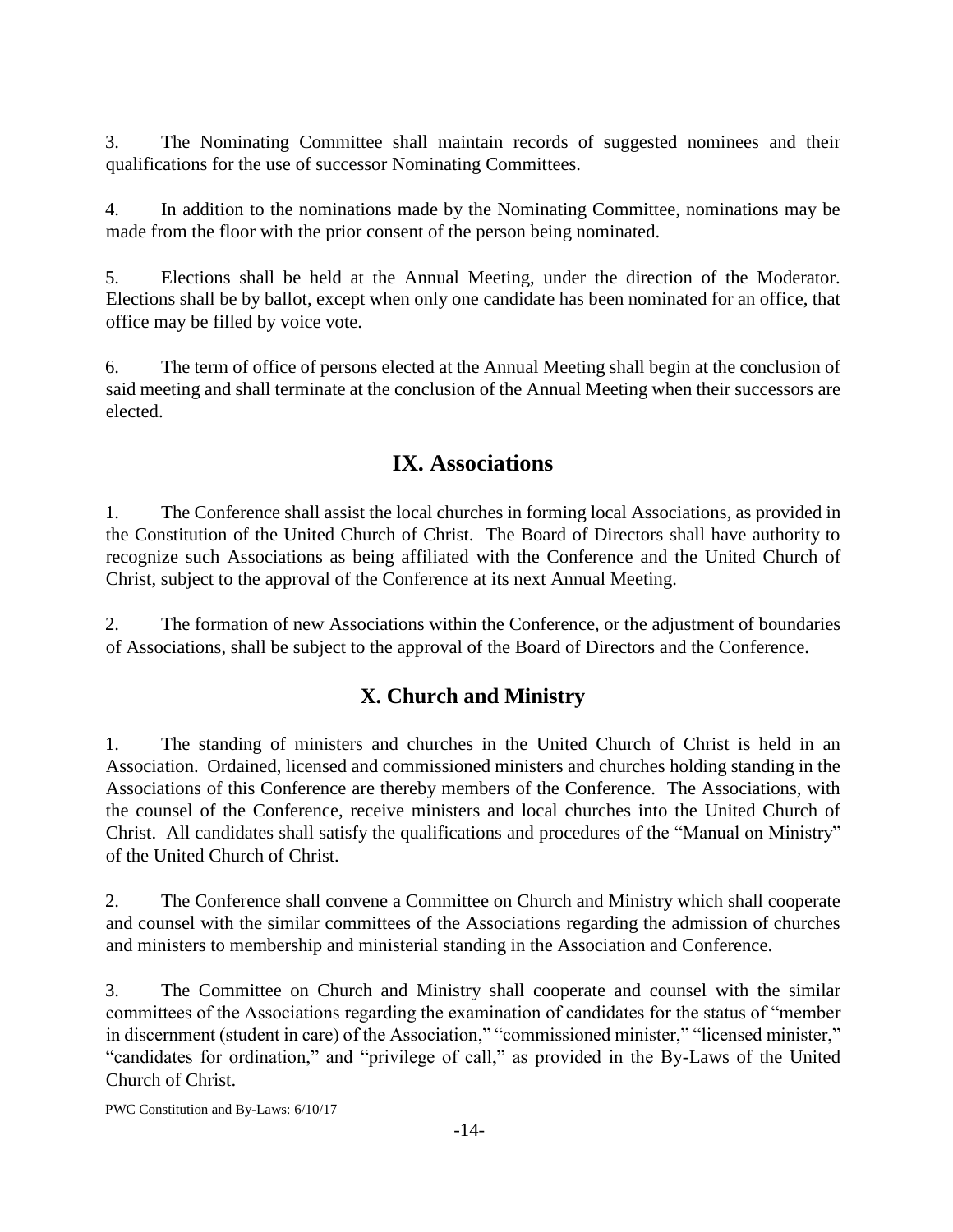3. The Nominating Committee shall maintain records of suggested nominees and their qualifications for the use of successor Nominating Committees.

4. In addition to the nominations made by the Nominating Committee, nominations may be made from the floor with the prior consent of the person being nominated.

5. Elections shall be held at the Annual Meeting, under the direction of the Moderator. Elections shall be by ballot, except when only one candidate has been nominated for an office, that office may be filled by voice vote.

6. The term of office of persons elected at the Annual Meeting shall begin at the conclusion of said meeting and shall terminate at the conclusion of the Annual Meeting when their successors are elected.

## IX. Associations

1. The Conference shall assist the local churches in forming local Associations, as provided in the Constitution of the United Church of Christ. The Board of Directors shall have authority to recognize such Associations as being affiliated with the Conference and the United Church of Christ, subject to the approval of the Conference at its next Annual Meeting.

2. The formation of new Associations within the Conference, or the adjustment of boundaries of Associations, shall be subject to the approval of the Board of Directors and the Conference.

## X. Church and Ministry

1. The standing of ministers and churches in the United Church of Christ is held in an Association. Ordained, licensed and commissioned ministers and churches holding standing in the Associations of this Conference are thereby members of the Conference. The Associations, with the counsel of the Conference, receive ministers and local churches into the United Church of Christ. All candidates shall satisfy the qualifications and procedures of the "Manual on Ministry" of the United Church of Christ.

2. The Conference shall convene a Committee on Church and Ministry which shall cooperate and counsel with the similar committees of the Associations regarding the admission of churches and ministers to membership and ministerial standing in the Association and Conference.

3. The Committee on Church and Ministry shall cooperate and counsel with the similar committees of the Associations regarding the examination of candidates for the status of "member in discernment (student in care) of the Association," "commissioned minister," "licensed minister," "candidates for ordination," and "privilege of call," as provided in the By-Laws of the United Church of Christ.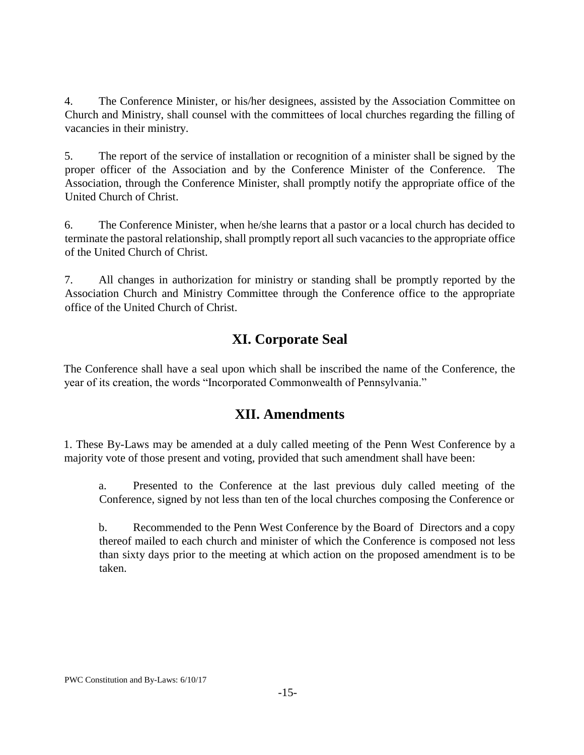4. The Conference Minister, or his/her designees, assisted by the Association Committee on Church and Ministry, shall counsel with the committees of local churches regarding the filling of vacancies in their ministry.

5. The report of the service of installation or recognition of a minister shall be signed by the proper officer of the Association and by the Conference Minister of the Conference. The Association, through the Conference Minister, shall promptly notify the appropriate office of the United Church of Christ.

6. The Conference Minister, when he/she learns that a pastor or a local church has decided to terminate the pastoral relationship, shall promptly report all such vacancies to the appropriate office of the United Church of Christ.

7. All changes in authorization for ministry or standing shall be promptly reported by the Association Church and Ministry Committee through the Conference office to the appropriate office of the United Church of Christ.

## XI. Corporate Seal

The Conference shall have a seal upon which shall be inscribed the name of the Conference, the year of its creation, the words "Incorporated Commonwealth of Pennsylvania."

## XII. Amendments

1. These By-Laws may be amended at a duly called meeting of the Penn West Conference by a majority vote of those present and voting, provided that such amendment shall have been:

   a. Presented to the Conference at the last previous duly called meeting of the Conference, signed by not less than ten of the local churches composing the Conference or

   b. Recommended to the Penn West Conference by the Board of Directors and a copy thereof mailed to each church and minister of which the Conference is composed not less than sixty days prior to the meeting at which action on the proposed amendment is to be taken.